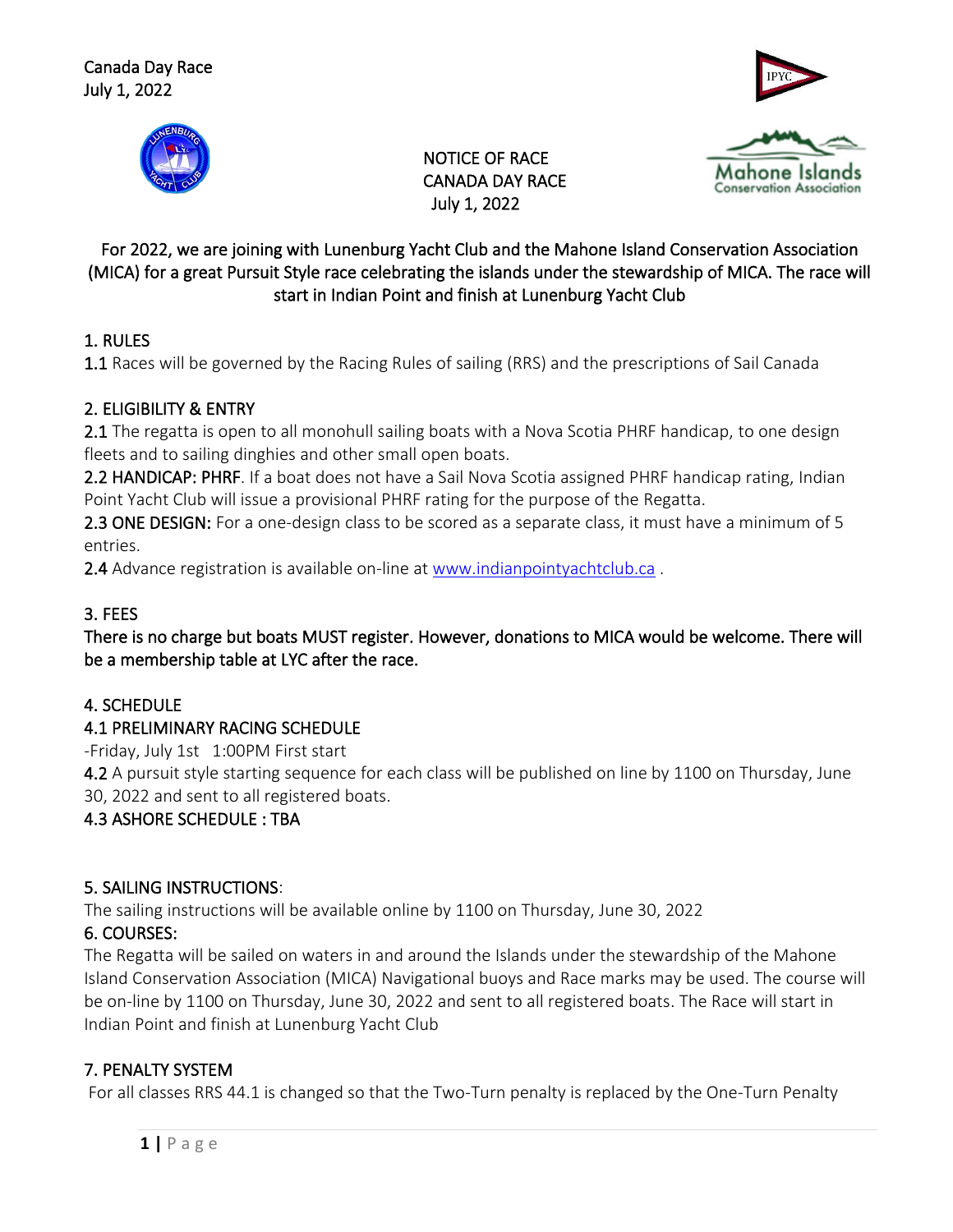Canada Day Race
July 1, 2022

NOTICE OF RACE
CANADA DAY RACE
July 1, 2022

For 2022, we are joining with Lunenburg Yacht Club and the Mahone Island Conservation Association (MICA) for a great Pursuit Style race celebrating the islands under the stewardship of MICA. The race will start in Indian Point and finish at Lunenburg Yacht Club

## 1. RULES

**1.1** Races will be governed by the Racing Rules of sailing (RRS) and the prescriptions of Sail Canada

## 2. ELIGIBILITY & ENTRY

**2.1** The regatta is open to all monohull sailing boats with a Nova Scotia PHRF handicap, to one design fleets and to sailing dinghies and other small open boats.

**2.2 HANDICAP: PHRF**. If a boat does not have a Sail Nova Scotia assigned PHRF handicap rating, Indian Point Yacht Club will issue a provisional PHRF rating for the purpose of the Regatta.

**2.3 ONE DESIGN:** For a one-design class to be scored as a separate class, it must have a minimum of 5 entries.

**2.4** Advance registration is available on-line at [www.indianpointyachtclub.ca](www.indianpointyachtclub.ca) .

## 3. FEES

There is no charge but boats MUST register. However, donations to MICA would be welcome. There will be a membership table at LYC after the race.

## 4. SCHEDULE

### 4.1 PRELIMINARY RACING SCHEDULE

-Friday, July 1st 1:00PM First start

**4.2** A pursuit style starting sequence for each class will be published on line by 1100 on Thursday, June 30, 2022 and sent to all registered boats.

### 4.3 ASHORE SCHEDULE : TBA

## 5. SAILING INSTRUCTIONS:

The sailing instructions will be available online by 1100 on Thursday, June 30, 2022

## 6. COURSES:

The Regatta will be sailed on waters in and around the Islands under the stewardship of the Mahone Island Conservation Association (MICA) Navigational buoys and Race marks may be used. The course will be on-line by 1100 on Thursday, June 30, 2022 and sent to all registered boats. The Race will start in Indian Point and finish at Lunenburg Yacht Club

## 7. PENALTY SYSTEM

For all classes RRS 44.1 is changed so that the Two-Turn penalty is replaced by the One-Turn Penalty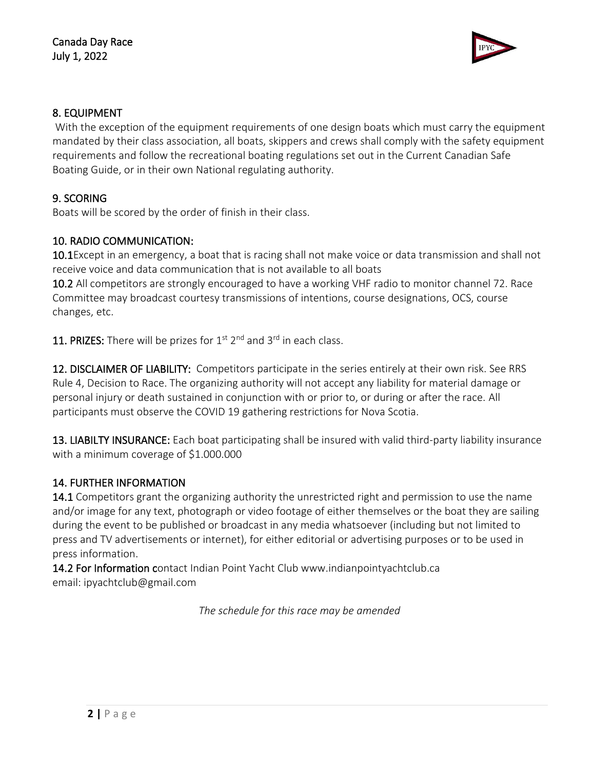## 8. EQUIPMENT

With the exception of the equipment requirements of one design boats which must carry the equipment mandated by their class association, all boats, skippers and crews shall comply with the safety equipment requirements and follow the recreational boating regulations set out in the Current Canadian Safe Boating Guide, or in their own National regulating authority.

## 9. SCORING

Boats will be scored by the order of finish in their class.

## 10. RADIO COMMUNICATION:

**10.1**Except in an emergency, a boat that is racing shall not make voice or data transmission and shall not receive voice and data communication that is not available to all boats

**10.2** All competitors are strongly encouraged to have a working VHF radio to monitor channel 72. Race Committee may broadcast courtesy transmissions of intentions, course designations, OCS, course changes, etc.

**11. PRIZES:** There will be prizes for 1st 2nd and 3rd in each class.

**12. DISCLAIMER OF LIABILITY:** Competitors participate in the series entirely at their own risk. See RRS Rule 4, Decision to Race. The organizing authority will not accept any liability for material damage or personal injury or death sustained in conjunction with or prior to, or during or after the race. All participants must observe the COVID 19 gathering restrictions for Nova Scotia.

**13. LIABILTY INSURANCE:** Each boat participating shall be insured with valid third-party liability insurance with a minimum coverage of $1.000.000

## 14. FURTHER INFORMATION

**14.1** Competitors grant the organizing authority the unrestricted right and permission to use the name and/or image for any text, photograph or video footage of either themselves or the boat they are sailing during the event to be published or broadcast in any media whatsoever (including but not limited to press and TV advertisements or internet), for either editorial or advertising purposes or to be used in press information.

**14.2 For Information c**ontact Indian Point Yacht Club www.indianpointyachtclub.ca
email: ipyachtclub@gmail.com

*The schedule for this race may be amended*